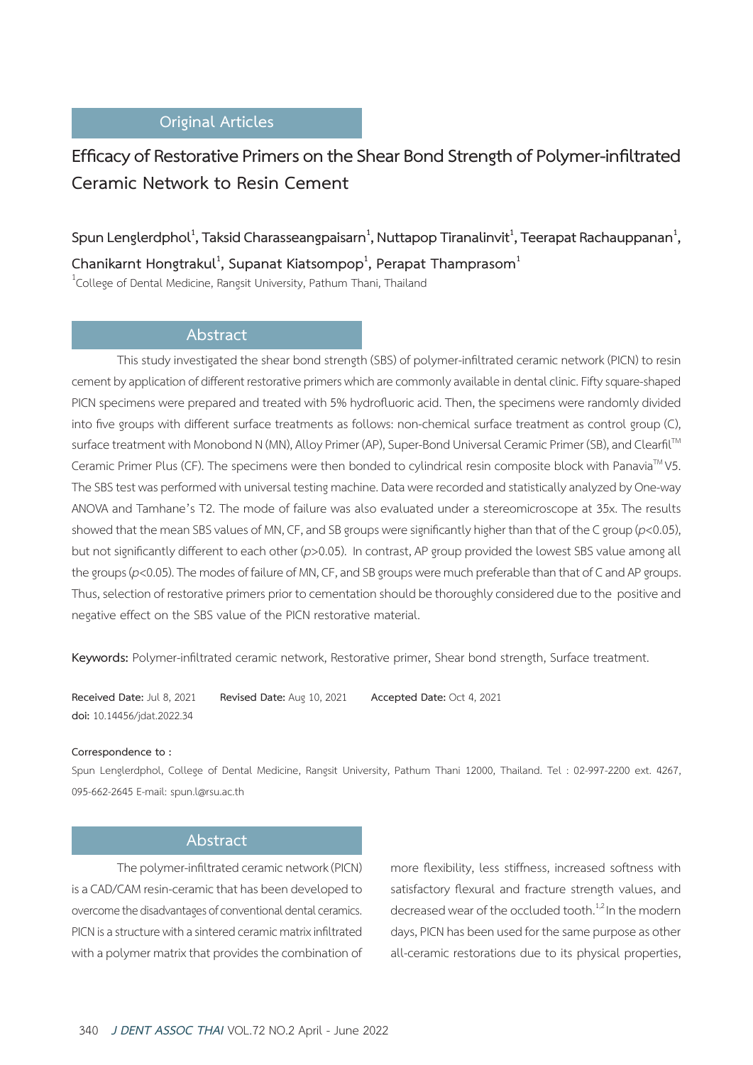Original Articles

# Efficacy of Restorative Primers on the Shear Bond Strength of Polymer-infiltrated Ceramic Network to Resin Cement

**Spun Lenglerdphol[1], Taksid Charasseangpaisarn[1], Nuttapop Tiranalinvit[1], Teerapat Rachauppanan[1], Chanikarnt Hongtrakul[1], Supanat Kiatsompop[1], Perapat Thamprasom[1]**

[1]College of Dental Medicine, Rangsit University, Pathum Thani, Thailand

## Abstract

This study investigated the shear bond strength (SBS) of polymer-infiltrated ceramic network (PICN) to resin cement by application of different restorative primers which are commonly available in dental clinic. Fifty square-shaped PICN specimens were prepared and treated with 5% hydrofluoric acid. Then, the specimens were randomly divided into five groups with different surface treatments as follows: non-chemical surface treatment as control group (C), surface treatment with Monobond N (MN), Alloy Primer (AP), Super-Bond Universal Ceramic Primer (SB), and Clearfil™ Ceramic Primer Plus (CF). The specimens were then bonded to cylindrical resin composite block with Panavia™ V5. The SBS test was performed with universal testing machine. Data were recorded and statistically analyzed by One-way ANOVA and Tamhane's T2. The mode of failure was also evaluated under a stereomicroscope at 35x. The results showed that the mean SBS values of MN, CF, and SB groups were significantly higher than that of the C group ($p$<0.05), but not significantly different to each other ($p$>0.05). In contrast, AP group provided the lowest SBS value among all the groups ($p$<0.05). The modes of failure of MN, CF, and SB groups were much preferable than that of C and AP groups. Thus, selection of restorative primers prior to cementation should be thoroughly considered due to the positive and negative effect on the SBS value of the PICN restorative material.

**Keywords:** Polymer-infiltrated ceramic network, Restorative primer, Shear bond strength, Surface treatment.

**Received Date:** Jul 8, 2021 **Revised Date:** Aug 10, 2021 **Accepted Date:** Oct 4, 2021

**doi:** 10.14456/jdat.2022.34

**Correspondence to :**

Spun Lenglerdphol, College of Dental Medicine, Rangsit University, Pathum Thani 12000, Thailand. Tel : 02-997-2200 ext. 4267, 095-662-2645 E-mail: spun.l@rsu.ac.th

## Abstract

The polymer-infiltrated ceramic network (PICN) is a CAD/CAM resin-ceramic that has been developed to overcome the disadvantages of conventional dental ceramics. PICN is a structure with a sintered ceramic matrix infiltrated with a polymer matrix that provides the combination of more flexibility, less stiffness, increased softness with satisfactory flexural and fracture strength values, and decreased wear of the occluded tooth.[1,2] In the modern days, PICN has been used for the same purpose as other all-ceramic restorations due to its physical properties,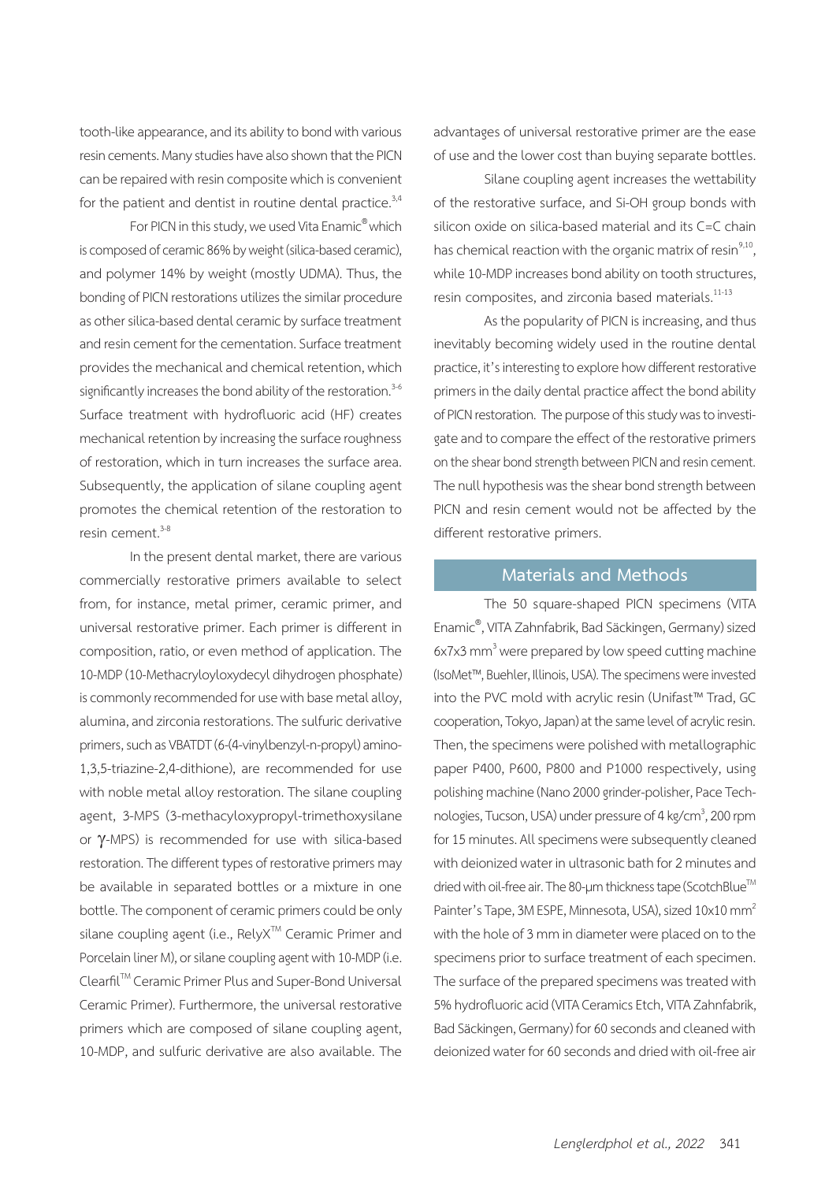tooth-like appearance, and its ability to bond with various resin cements. Many studies have also shown that the PICN can be repaired with resin composite which is convenient for the patient and dentist in routine dental practice.[3,4]

For PICN in this study, we used Vita Enamic® which is composed of ceramic 86% by weight (silica-based ceramic), and polymer 14% by weight (mostly UDMA). Thus, the bonding of PICN restorations utilizes the similar procedure as other silica-based dental ceramic by surface treatment and resin cement for the cementation. Surface treatment provides the mechanical and chemical retention, which significantly increases the bond ability of the restoration.[3-6] Surface treatment with hydrofluoric acid (HF) creates mechanical retention by increasing the surface roughness of restoration, which in turn increases the surface area. Subsequently, the application of silane coupling agent promotes the chemical retention of the restoration to resin cement.[3-8]

In the present dental market, there are various commercially restorative primers available to select from, for instance, metal primer, ceramic primer, and universal restorative primer. Each primer is different in composition, ratio, or even method of application. The 10-MDP (10-Methacryloyloxydecyl dihydrogen phosphate) is commonly recommended for use with base metal alloy, alumina, and zirconia restorations. The sulfuric derivative primers, such as VBATDT (6-(4-vinylbenzyl-n-propyl) amino-1,3,5-triazine-2,4-dithione), are recommended for use with noble metal alloy restoration. The silane coupling agent, 3-MPS (3-methacyloxypropyl-trimethoxysilane or γ-MPS) is recommended for use with silica-based restoration. The different types of restorative primers may be available in separated bottles or a mixture in one bottle. The component of ceramic primers could be only silane coupling agent (i.e., RelyX™ Ceramic Primer and Porcelain liner M), or silane coupling agent with 10-MDP (i.e. Clearfil™ Ceramic Primer Plus and Super-Bond Universal Ceramic Primer). Furthermore, the universal restorative primers which are composed of silane coupling agent, 10-MDP, and sulfuric derivative are also available. The advantages of universal restorative primer are the ease of use and the lower cost than buying separate bottles.

Silane coupling agent increases the wettability of the restorative surface, and Si-OH group bonds with silicon oxide on silica-based material and its C=C chain has chemical reaction with the organic matrix of resin[9,10], while 10-MDP increases bond ability on tooth structures, resin composites, and zirconia based materials.[11-13]

As the popularity of PICN is increasing, and thus inevitably becoming widely used in the routine dental practice, it's interesting to explore how different restorative primers in the daily dental practice affect the bond ability of PICN restoration. The purpose of this study was to investigate and to compare the effect of the restorative primers on the shear bond strength between PICN and resin cement. The null hypothesis was the shear bond strength between PICN and resin cement would not be affected by the different restorative primers.

## Materials and Methods

The 50 square-shaped PICN specimens (VITA Enamic®, VITA Zahnfabrik, Bad Säckingen, Germany) sized 6x7x3 $mm^3$ were prepared by low speed cutting machine (IsoMet™, Buehler, Illinois, USA). The specimens were invested into the PVC mold with acrylic resin (Unifast™ Trad, GC cooperation, Tokyo, Japan) at the same level of acrylic resin. Then, the specimens were polished with metallographic paper P400, P600, P800 and P1000 respectively, using polishing machine (Nano 2000 grinder-polisher, Pace Technologies, Tucson, USA) under pressure of 4 kg/$cm^3$, 200 rpm for 15 minutes. All specimens were subsequently cleaned with deionized water in ultrasonic bath for 2 minutes and dried with oil-free air. The 80-μm thickness tape (ScotchBlue™ Painter's Tape, 3M ESPE, Minnesota, USA), sized 10x10 $mm^2$ with the hole of 3 mm in diameter were placed on to the specimens prior to surface treatment of each specimen. The surface of the prepared specimens was treated with 5% hydrofluoric acid (VITA Ceramics Etch, VITA Zahnfabrik, Bad Säckingen, Germany) for 60 seconds and cleaned with deionized water for 60 seconds and dried with oil-free air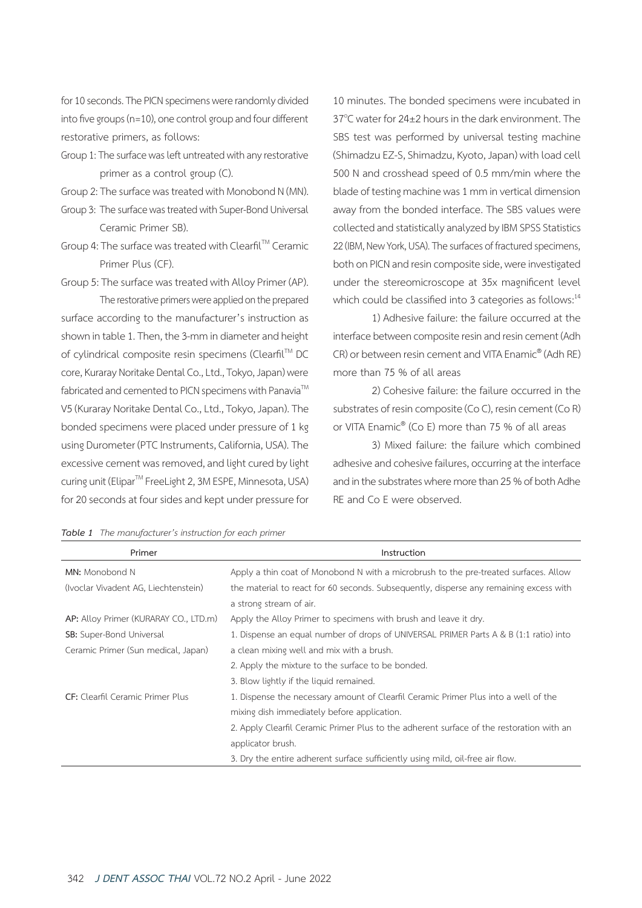for 10 seconds. The PICN specimens were randomly divided into five groups (n=10), one control group and four different restorative primers, as follows:

Group 1: The surface was left untreated with any restorative primer as a control group (C).

Group 2: The surface was treated with Monobond N (MN).

Group 3: The surface was treated with Super-Bond Universal Ceramic Primer SB).

Group 4: The surface was treated with Clearfil™ Ceramic Primer Plus (CF).

Group 5: The surface was treated with Alloy Primer (AP).

The restorative primers were applied on the prepared surface according to the manufacturer's instruction as shown in table 1. Then, the 3-mm in diameter and height of cylindrical composite resin specimens (Clearfil™ DC core, Kuraray Noritake Dental Co., Ltd., Tokyo, Japan) were fabricated and cemented to PICN specimens with Panavia™ V5 (Kuraray Noritake Dental Co., Ltd., Tokyo, Japan). The bonded specimens were placed under pressure of 1 kg using Durometer (PTC Instruments, California, USA). The excessive cement was removed, and light cured by light curing unit (Elipar™ FreeLight 2, 3M ESPE, Minnesota, USA) for 20 seconds at four sides and kept under pressure for 10 minutes. The bonded specimens were incubated in 37°C water for 24±2 hours in the dark environment. The SBS test was performed by universal testing machine (Shimadzu EZ-S, Shimadzu, Kyoto, Japan) with load cell 500 N and crosshead speed of 0.5 mm/min where the blade of testing machine was 1 mm in vertical dimension away from the bonded interface. The SBS values were collected and statistically analyzed by IBM SPSS Statistics 22 (IBM, New York, USA). The surfaces of fractured specimens, both on PICN and resin composite side, were investigated under the stereomicroscope at 35x magnificent level which could be classified into 3 categories as follows:[14]

1) Adhesive failure: the failure occurred at the interface between composite resin and resin cement (Adh CR) or between resin cement and VITA Enamic® (Adh RE) more than 75 % of all areas

2) Cohesive failure: the failure occurred in the substrates of resin composite (Co C), resin cement (Co R) or VITA Enamic® (Co E) more than 75 % of all areas

3) Mixed failure: the failure which combined adhesive and cohesive failures, occurring at the interface and in the substrates where more than 25 % of both Adhe RE and Co E were observed.

*Table 1 The manufacturer's instruction for each primer*

| Primer | Instruction |
|---|---|
| **MN:** Monobond N (Ivoclar Vivadent AG, Liechtenstein) | Apply a thin coat of Monobond N with a microbrush to the pre-treated surfaces. Allow the material to react for 60 seconds. Subsequently, disperse any remaining excess with a strong stream of air. |
| **AP:** Alloy Primer (KURARAY CO., LTD.m) | Apply the Alloy Primer to specimens with brush and leave it dry. |
| **SB:** Super-Bond Universal Ceramic Primer (Sun medical, Japan) | 1. Dispense an equal number of drops of UNIVERSAL PRIMER Parts A & B (1:1 ratio) into a clean mixing well and mix with a brush. 2. Apply the mixture to the surface to be bonded. 3. Blow lightly if the liquid remained. |
| **CF:** Clearfil Ceramic Primer Plus | 1. Dispense the necessary amount of Clearfil Ceramic Primer Plus into a well of the mixing dish immediately before application. 2. Apply Clearfil Ceramic Primer Plus to the adherent surface of the restoration with an applicator brush. 3. Dry the entire adherent surface sufficiently using mild, oil-free air flow. |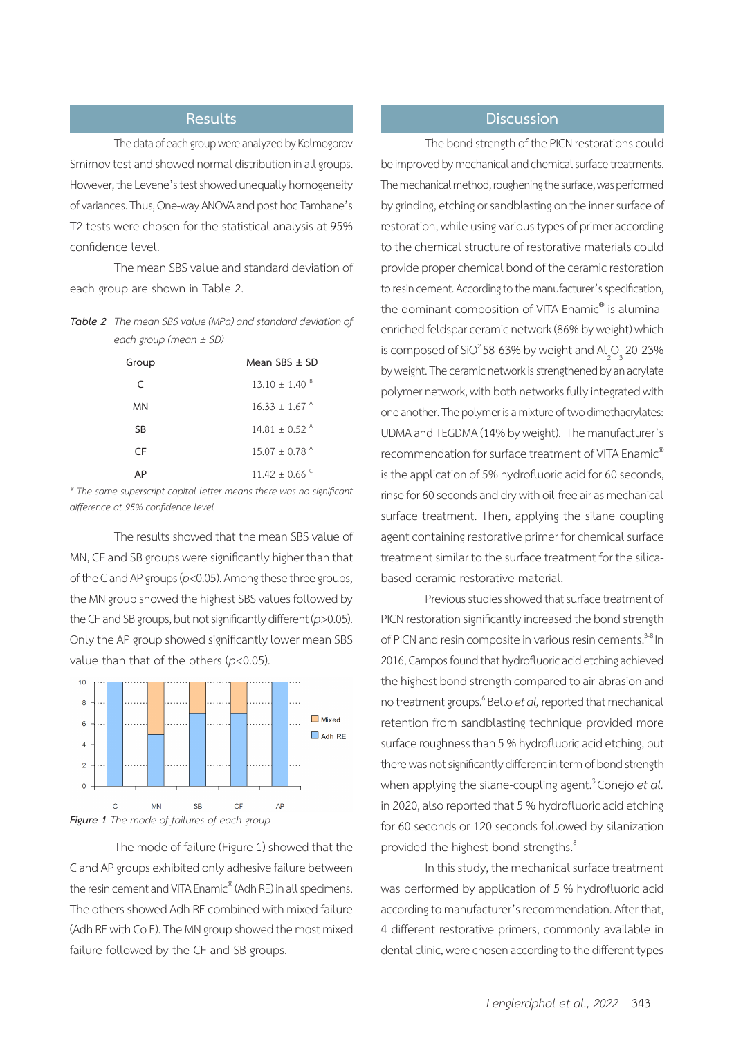## Results

The data of each group were analyzed by Kolmogorov Smirnov test and showed normal distribution in all groups. However, the Levene's test showed unequally homogeneity of variances. Thus, One-way ANOVA and post hoc Tamhane's T2 tests were chosen for the statistical analysis at 95% confidence level.

The mean SBS value and standard deviation of each group are shown in Table 2.

*Table 2 The mean SBS value (MPa) and standard deviation of each group (mean ± SD)*

| Group | Mean SBS ± SD |
|---|---|
| C | 13.10 ± 1.40 $^{B}$ |
| MN | 16.33 ± 1.67 $^{A}$ |
| SB | 14.81 ± 0.52 $^{A}$ |
| CF | 15.07 ± 0.78 $^{A}$ |
| AP | 11.42 ± 0.66 $^{C}$ |

*\* The same superscript capital letter means there was no significant difference at 95% confidence level*

The results showed that the mean SBS value of MN, CF and SB groups were significantly higher than that of the C and AP groups ($p$<0.05). Among these three groups, the MN group showed the highest SBS values followed by the CF and SB groups, but not significantly different ($p$>0.05). Only the AP group showed significantly lower mean SBS value than that of the others ($p$<0.05).

*Figure 1 The mode of failures of each group*

The mode of failure (Figure 1) showed that the C and AP groups exhibited only adhesive failure between the resin cement and VITA Enamic® (Adh RE) in all specimens. The others showed Adh RE combined with mixed failure (Adh RE with Co E). The MN group showed the most mixed failure followed by the CF and SB groups.

## Discussion

The bond strength of the PICN restorations could be improved by mechanical and chemical surface treatments. The mechanical method, roughening the surface, was performed by grinding, etching or sandblasting on the inner surface of restoration, while using various types of primer according to the chemical structure of restorative materials could provide proper chemical bond of the ceramic restoration to resin cement. According to the manufacturer's specification, the dominant composition of VITA Enamic® is alumina-enriched feldspar ceramic network (86% by weight) which is composed of $SiO^2$ 58-63% by weight and $Al_2O_3$ 20-23% by weight. The ceramic network is strengthened by an acrylate polymer network, with both networks fully integrated with one another. The polymer is a mixture of two dimethacrylates: UDMA and TEGDMA (14% by weight). The manufacturer's recommendation for surface treatment of VITA Enamic® is the application of 5% hydrofluoric acid for 60 seconds, rinse for 60 seconds and dry with oil-free air as mechanical surface treatment. Then, applying the silane coupling agent containing restorative primer for chemical surface treatment similar to the surface treatment for the silica-based ceramic restorative material.

Previous studies showed that surface treatment of PICN restoration significantly increased the bond strength of PICN and resin composite in various resin cements.[3-8] In 2016, Campos found that hydrofluoric acid etching achieved the highest bond strength compared to air-abrasion and no treatment groups.[6] Bello *et al,* reported that mechanical retention from sandblasting technique provided more surface roughness than 5 % hydrofluoric acid etching, but there was not significantly different in term of bond strength when applying the silane-coupling agent.[3] Conejo *et al.* in 2020, also reported that 5 % hydrofluoric acid etching for 60 seconds or 120 seconds followed by silanization provided the highest bond strengths.[8]

In this study, the mechanical surface treatment was performed by application of 5 % hydrofluoric acid according to manufacturer's recommendation. After that, 4 different restorative primers, commonly available in dental clinic, were chosen according to the different types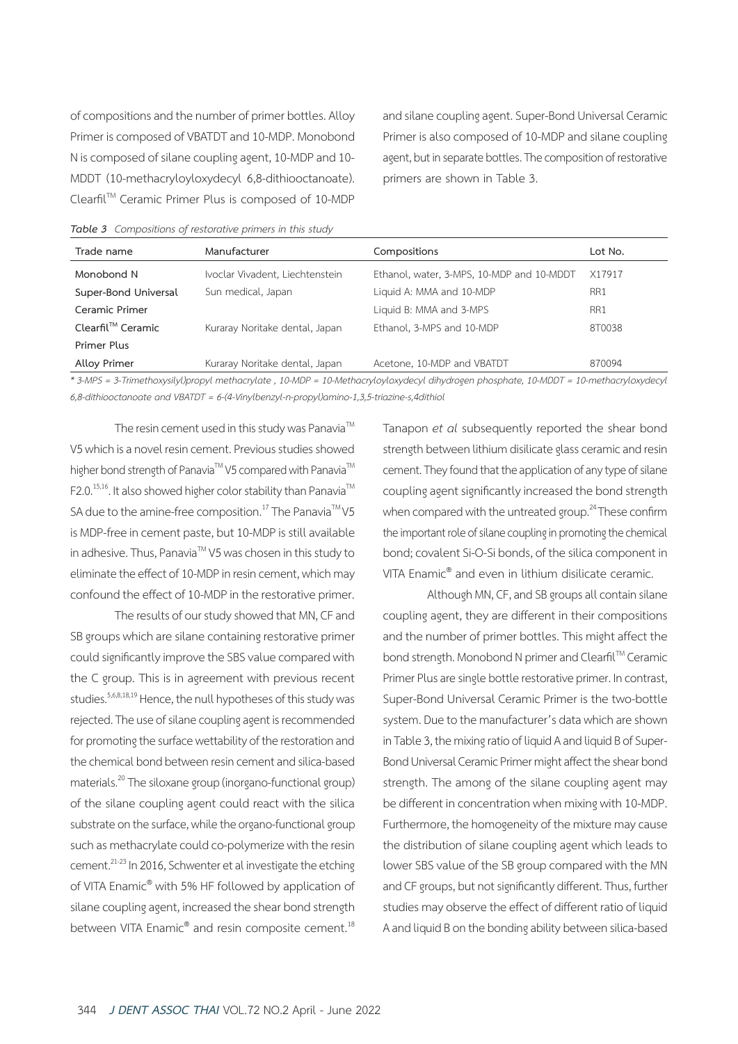of compositions and the number of primer bottles. Alloy Primer is composed of VBATDT and 10-MDP. Monobond N is composed of silane coupling agent, 10-MDP and 10-MDDT (10-methacryloyloxydecyl 6,8-dithiooctanoate). Clearfil™ Ceramic Primer Plus is composed of 10-MDP and silane coupling agent. Super-Bond Universal Ceramic Primer is also composed of 10-MDP and silane coupling agent, but in separate bottles. The composition of restorative primers are shown in Table 3.

***Table 3*** *Compositions of restorative primers in this study*

| Trade name | Manufacturer | Compositions | Lot No. |
|---|---|---|---|
| Monobond N | Ivoclar Vivadent, Liechtenstein | Ethanol, water, 3-MPS, 10-MDP and 10-MDDT | X17917 |
| Super-Bond Universal Ceramic Primer | Sun medical, Japan | Liquid A: MMA and 10-MDP<br>Liquid B: MMA and 3-MPS | RR1<br>RR1 |
| Clearfil™ Ceramic Primer Plus | Kuraray Noritake dental, Japan | Ethanol, 3-MPS and 10-MDP | 8T0038 |
| Alloy Primer | Kuraray Noritake dental, Japan | Acetone, 10-MDP and VBATDT | 870094 |

*\* 3-MPS = 3-Trimethoxysilyl)propyl methacrylate , 10-MDP = 10-Methacryloyloxydecyl dihydrogen phosphate, 10-MDDT = 10-methacryloxydecyl 6,8-dithiooctanoate and VBATDT = 6-(4-Vinylbenzyl-n-propyl)amino-1,3,5-triazine-s,4dithiol*

The resin cement used in this study was Panavia™ V5 which is a novel resin cement. Previous studies showed higher bond strength of Panavia™ V5 compared with Panavia™ F2.0.[15,16]. It also showed higher color stability than Panavia™ SA due to the amine-free composition.[17] The Panavia™ V5 is MDP-free in cement paste, but 10-MDP is still available in adhesive. Thus, Panavia™ V5 was chosen in this study to eliminate the effect of 10-MDP in resin cement, which may confound the effect of 10-MDP in the restorative primer.

The results of our study showed that MN, CF and SB groups which are silane containing restorative primer could significantly improve the SBS value compared with the C group. This is in agreement with previous recent studies.[5,6,8,18,19] Hence, the null hypotheses of this study was rejected. The use of silane coupling agent is recommended for promoting the surface wettability of the restoration and the chemical bond between resin cement and silica-based materials.[20] The siloxane group (inorgano-functional group) of the silane coupling agent could react with the silica substrate on the surface, while the organo-functional group such as methacrylate could co-polymerize with the resin cement.[21-23] In 2016, Schwenter et al investigate the etching of VITA Enamic® with 5% HF followed by application of silane coupling agent, increased the shear bond strength between VITA Enamic® and resin composite cement.[18] Tanapon *et al* subsequently reported the shear bond strength between lithium disilicate glass ceramic and resin cement. They found that the application of any type of silane coupling agent significantly increased the bond strength when compared with the untreated group.[24] These confirm the important role of silane coupling in promoting the chemical bond; covalent Si-O-Si bonds, of the silica component in VITA Enamic® and even in lithium disilicate ceramic.

Although MN, CF, and SB groups all contain silane coupling agent, they are different in their compositions and the number of primer bottles. This might affect the bond strength. Monobond N primer and Clearfil™ Ceramic Primer Plus are single bottle restorative primer. In contrast, Super-Bond Universal Ceramic Primer is the two-bottle system. Due to the manufacturer's data which are shown in Table 3, the mixing ratio of liquid A and liquid B of Super-Bond Universal Ceramic Primer might affect the shear bond strength. The among of the silane coupling agent may be different in concentration when mixing with 10-MDP. Furthermore, the homogeneity of the mixture may cause the distribution of silane coupling agent which leads to lower SBS value of the SB group compared with the MN and CF groups, but not significantly different. Thus, further studies may observe the effect of different ratio of liquid A and liquid B on the bonding ability between silica-based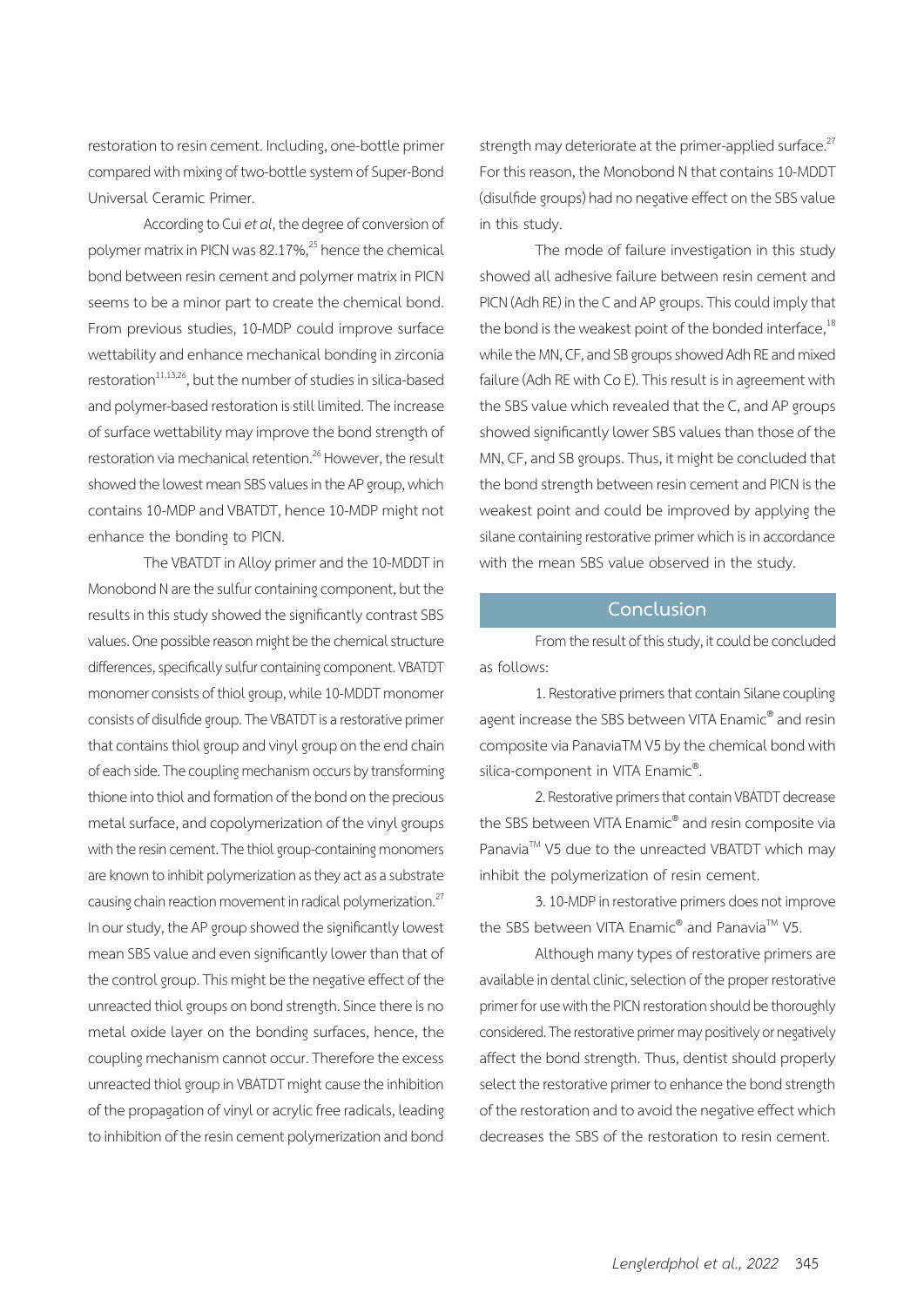restoration to resin cement. Including, one-bottle primer compared with mixing of two-bottle system of Super-Bond Universal Ceramic Primer.

According to Cui *et al*, the degree of conversion of polymer matrix in PICN was 82.17%,[25] hence the chemical bond between resin cement and polymer matrix in PICN seems to be a minor part to create the chemical bond. From previous studies, 10-MDP could improve surface wettability and enhance mechanical bonding in zirconia restoration[11,13,26], but the number of studies in silica-based and polymer-based restoration is still limited. The increase of surface wettability may improve the bond strength of restoration via mechanical retention.[26] However, the result showed the lowest mean SBS values in the AP group, which contains 10-MDP and VBATDT, hence 10-MDP might not enhance the bonding to PICN.

The VBATDT in Alloy primer and the 10-MDDT in Monobond N are the sulfur containing component, but the results in this study showed the significantly contrast SBS values. One possible reason might be the chemical structure differences, specifically sulfur containing component. VBATDT monomer consists of thiol group, while 10-MDDT monomer consists of disulfide group. The VBATDT is a restorative primer that contains thiol group and vinyl group on the end chain of each side. The coupling mechanism occurs by transforming thione into thiol and formation of the bond on the precious metal surface, and copolymerization of the vinyl groups with the resin cement. The thiol group-containing monomers are known to inhibit polymerization as they act as a substrate causing chain reaction movement in radical polymerization.[27] In our study, the AP group showed the significantly lowest mean SBS value and even significantly lower than that of the control group. This might be the negative effect of the unreacted thiol groups on bond strength. Since there is no metal oxide layer on the bonding surfaces, hence, the coupling mechanism cannot occur. Therefore the excess unreacted thiol group in VBATDT might cause the inhibition of the propagation of vinyl or acrylic free radicals, leading to inhibition of the resin cement polymerization and bond strength may deteriorate at the primer-applied surface.[27] For this reason, the Monobond N that contains 10-MDDT (disulfide groups) had no negative effect on the SBS value in this study.

The mode of failure investigation in this study showed all adhesive failure between resin cement and PICN (Adh RE) in the C and AP groups. This could imply that the bond is the weakest point of the bonded interface,[18] while the MN, CF, and SB groups showed Adh RE and mixed failure (Adh RE with Co E). This result is in agreement with the SBS value which revealed that the C, and AP groups showed significantly lower SBS values than those of the MN, CF, and SB groups. Thus, it might be concluded that the bond strength between resin cement and PICN is the weakest point and could be improved by applying the silane containing restorative primer which is in accordance with the mean SBS value observed in the study.

## Conclusion

From the result of this study, it could be concluded as follows:

1. Restorative primers that contain Silane coupling agent increase the SBS between VITA Enamic® and resin composite via PanaviaTM V5 by the chemical bond with silica-component in VITA Enamic®.

2. Restorative primers that contain VBATDT decrease the SBS between VITA Enamic® and resin composite via Panavia™ V5 due to the unreacted VBATDT which may inhibit the polymerization of resin cement.

3. 10-MDP in restorative primers does not improve the SBS between VITA Enamic® and Panavia™ V5.

Although many types of restorative primers are available in dental clinic, selection of the proper restorative primer for use with the PICN restoration should be thoroughly considered. The restorative primer may positively or negatively affect the bond strength. Thus, dentist should properly select the restorative primer to enhance the bond strength of the restoration and to avoid the negative effect which decreases the SBS of the restoration to resin cement.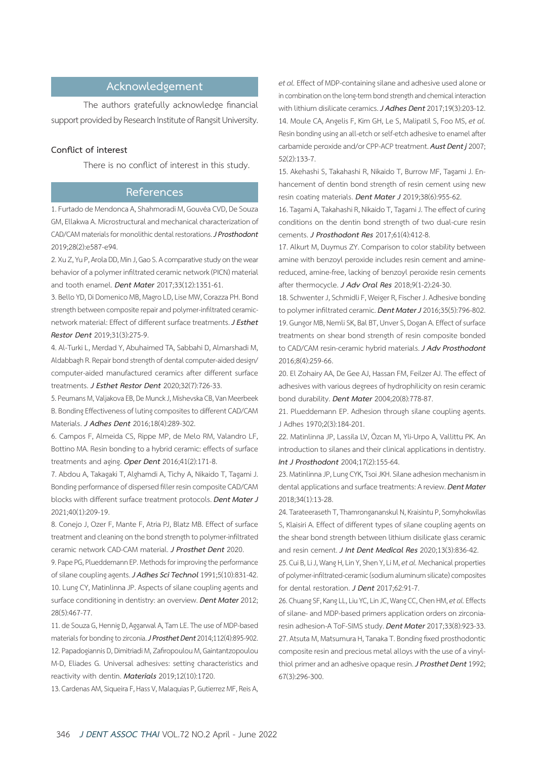## Acknowledgement

The authors gratefully acknowledge financial support provided by Research Institute of Rangsit University.

### Conflict of interest

There is no conflict of interest in this study.

## References

1. Furtado de Mendonca A, Shahmoradi M, Gouvêa CVD, De Souza GM, Ellakwa A. Microstructural and mechanical characterization of CAD/CAM materials for monolithic dental restorations. ***J Prosthodont*** 2019;28(2):e587-e94.
2. Xu Z, Yu P, Arola DD, Min J, Gao S. A comparative study on the wear behavior of a polymer infiltrated ceramic network (PICN) material and tooth enamel. ***Dent Mater*** 2017;33(12):1351-61.
3. Bello YD, Di Domenico MB, Magro LD, Lise MW, Corazza PH. Bond strength between composite repair and polymer-infiltrated ceramic-network material: Effect of different surface treatments. ***J Esthet Restor Dent*** 2019;31(3):275-9.
4. Al-Turki L, Merdad Y, Abuhaimed TA, Sabbahi D, Almarshadi M, Aldabbagh R. Repair bond strength of dental computer-aided design/computer-aided manufactured ceramics after different surface treatments. ***J Esthet Restor Dent*** 2020;32(7):726-33.
5. Peumans M, Valjakova EB, De Munck J, Mishevska CB, Van Meerbeek B. Bonding Effectiveness of luting composites to different CAD/CAM Materials. ***J Adhes Dent*** 2016;18(4):289-302.
6. Campos F, Almeida CS, Rippe MP, de Melo RM, Valandro LF, Bottino MA. Resin bonding to a hybrid ceramic: effects of surface treatments and aging. ***Oper Dent*** 2016;41(2):171-8.
7. Abdou A, Takagaki T, Alghamdi A, Tichy A, Nikaido T, Tagami J. Bonding performance of dispersed filler resin composite CAD/CAM blocks with different surface treatment protocols. ***Dent Mater J*** 2021;40(1):209-19.
8. Conejo J, Ozer F, Mante F, Atria PJ, Blatz MB. Effect of surface treatment and cleaning on the bond strength to polymer-infiltrated ceramic network CAD-CAM material. ***J Prosthet Dent*** 2020.
9. Pape PG, Plueddemann EP. Methods for improving the performance of silane coupling agents. ***J Adhes Sci Technol*** 1991;5(10):831-42.
10. Lung CY, Matinlinna JP. Aspects of silane coupling agents and surface conditioning in dentistry: an overview. ***Dent Mater*** 2012;28(5):467-77.
11. de Souza G, Hennig D, Aggarwal A, Tam LE. The use of MDP-based materials for bonding to zirconia. ***J Prosthet Dent*** 2014;112(4):895-902.
12. Papadogiannis D, Dimitriadi M, Zafiropoulou M, Gaintantzopoulou M-D, Eliades G. Universal adhesives: setting characteristics and reactivity with dentin. ***Materials*** 2019;12(10):1720.
13. Cardenas AM, Siqueira F, Hass V, Malaquias P, Gutierrez MF, Reis A, *et al.* Effect of MDP-containing silane and adhesive used alone or in combination on the long-term bond strength and chemical interaction with lithium disilicate ceramics. ***J Adhes Dent*** 2017;19(3):203-12.
14. Moule CA, Angelis F, Kim GH, Le S, Malipatil S, Foo MS, *et al.* Resin bonding using an all-etch or self-etch adhesive to enamel after carbamide peroxide and/or CPP-ACP treatment. ***Aust Dent j*** 2007;52(2):133-7.
15. Akehashi S, Takahashi R, Nikaido T, Burrow MF, Tagami J. Enhancement of dentin bond strength of resin cement using new resin coating materials. ***Dent Mater J*** 2019;38(6):955-62.
16. Tagami A, Takahashi R, Nikaido T, Tagami J. The effect of curing conditions on the dentin bond strength of two dual-cure resin cements. ***J Prosthodont Res*** 2017;61(4):412-8.
17. Alkurt M, Duymus ZY. Comparison to color stability between amine with benzoyl peroxide includes resin cement and amine-reduced, amine-free, lacking of benzoyl peroxide resin cements after thermocycle. ***J Adv Oral Res*** 2018;9(1-2):24-30.
18. Schwenter J, Schmidli F, Weiger R, Fischer J. Adhesive bonding to polymer infiltrated ceramic. ***Dent Mater J*** 2016;35(5):796-802.
19. Gungor MB, Nemli SK, Bal BT, Unver S, Dogan A. Effect of surface treatments on shear bond strength of resin composite bonded to CAD/CAM resin-ceramic hybrid materials. ***J Adv Prosthodont*** 2016;8(4):259-66.
20. El Zohairy AA, De Gee AJ, Hassan FM, Feilzer AJ. The effect of adhesives with various degrees of hydrophilicity on resin ceramic bond durability. ***Dent Mater*** 2004;20(8):778-87.
21. Plueddemann EP. Adhesion through silane coupling agents. J Adhes 1970;2(3):184-201.
22. Matinlinna JP, Lassila LV, Özcan M, Yli-Urpo A, Vallittu PK. An introduction to silanes and their clinical applications in dentistry. ***Int J Prosthodont*** 2004;17(2):155-64.
23. Matinlinna JP, Lung CYK, Tsoi JKH. Silane adhesion mechanism in dental applications and surface treatments: A review. ***Dent Mater*** 2018;34(1):13-28.
24. Tarateeraseth T, Thamronganaskul N, Kraisintu P, Somyhokwilas S, Klaisiri A. Effect of different types of silane coupling agents on the shear bond strength between lithium disilicate glass ceramic and resin cement. ***J Int Dent Medical Res*** 2020;13(3):836-42.
25. Cui B, Li J, Wang H, Lin Y, Shen Y, Li M, *et al.* Mechanical properties of polymer-infiltrated-ceramic (sodium aluminum silicate) composites for dental restoration. ***J Dent*** 2017;62:91-7.
26. Chuang SF, Kang LL, Liu YC, Lin JC, Wang CC, Chen HM, *et al.* Effects of silane- and MDP-based primers application orders on zirconia-resin adhesion-A ToF-SIMS study. ***Dent Mater*** 2017;33(8):923-33.
27. Atsuta M, Matsumura H, Tanaka T. Bonding fixed prosthodontic composite resin and precious metal alloys with the use of a vinyl-thiol primer and an adhesive opaque resin. ***J Prosthet Dent*** 1992;67(3):296-300.